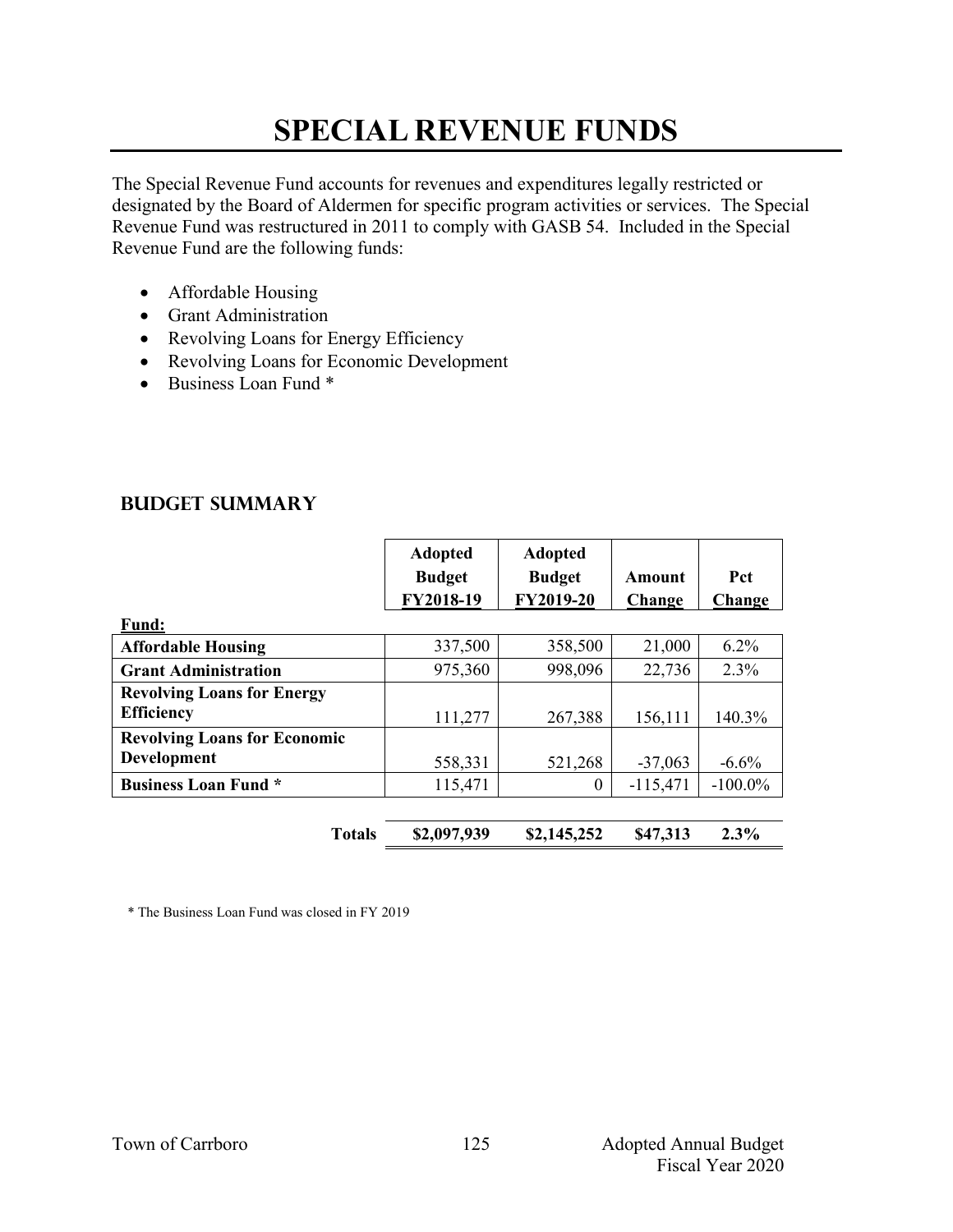# SPECIAL REVENUE FUNDS

The Special Revenue Fund accounts for revenues and expenditures legally restricted or designated by the Board of Aldermen for specific program activities or services. The Special Revenue Fund was restructured in 2011 to comply with GASB 54. Included in the Special Revenue Fund are the following funds:

- Affordable Housing
- Grant Administration
- Revolving Loans for Energy Efficiency
- Revolving Loans for Economic Development
- Business Loan Fund *

## BUDGET SUMMARY

| Fund: | Adopted Budget FY2018-19 | Adopted Budget FY2019-20 | Amount Change | Pct Change |
|---|---|---|---|---|
| **Affordable Housing** | 337,500 | 358,500 | 21,000 | 6.2% |
| **Grant Administration** | 975,360 | 998,096 | 22,736 | 2.3% |
| **Revolving Loans for Energy Efficiency** | 111,277 | 267,388 | 156,111 | 140.3% |
| **Revolving Loans for Economic Development** | 558,331 | 521,268 | -37,063 | -6.6% |
| **Business Loan Fund *** | 115,471 | 0 | -115,471 | -100.0% |
| **Totals** | **$2,097,939** | **$2,145,252** | **$47,313** | **2.3%** |

* The Business Loan Fund was closed in FY 2019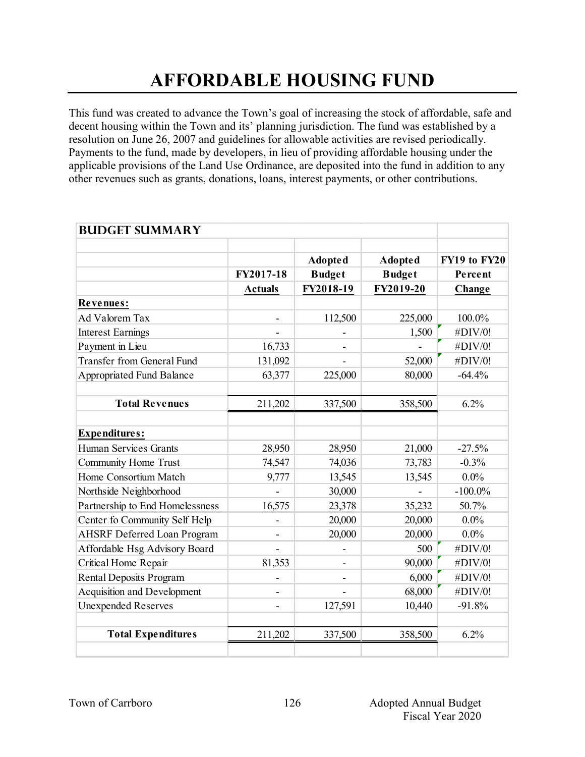# AFFORDABLE HOUSING FUND

This fund was created to advance the Town's goal of increasing the stock of affordable, safe and decent housing within the Town and its' planning jurisdiction. The fund was established by a resolution on June 26, 2007 and guidelines for allowable activities are revised periodically. Payments to the fund, made by developers, in lieu of providing affordable housing under the applicable provisions of the Land Use Ordinance, are deposited into the fund in addition to any other revenues such as grants, donations, loans, interest payments, or other contributions.

**BUDGET SUMMARY**

| | FY2017-18 Actuals | Adopted Budget FY2018-19 | Adopted Budget FY2019-20 | FY19 to FY20 Percent Change |
|---|---|---|---|---|
| **Revenues:** | | | | |
| Ad Valorem Tax | - | 112,500 | 225,000 | 100.0% |
| Interest Earnings | - | - | 1,500 | #DIV/0! |
| Payment in Lieu | 16,733 | - | - | #DIV/0! |
| Transfer from General Fund | 131,092 | - | 52,000 | #DIV/0! |
| Appropriated Fund Balance | 63,377 | 225,000 | 80,000 | -64.4% |
| **Total Revenues** | 211,202 | 337,500 | 358,500 | 6.2% |
| **Expenditures:** | | | | |
| Human Services Grants | 28,950 | 28,950 | 21,000 | -27.5% |
| Community Home Trust | 74,547 | 74,036 | 73,783 | -0.3% |
| Home Consortium Match | 9,777 | 13,545 | 13,545 | 0.0% |
| Northside Neighborhood | - | 30,000 | - | -100.0% |
| Partnership to End Homelessness | 16,575 | 23,378 | 35,232 | 50.7% |
| Center fo Community Self Help | - | 20,000 | 20,000 | 0.0% |
| AHSRF Deferred Loan Program | - | 20,000 | 20,000 | 0.0% |
| Affordable Hsg Advisory Board | - | - | 500 | #DIV/0! |
| Critical Home Repair | 81,353 | - | 90,000 | #DIV/0! |
| Rental Deposits Program | - | - | 6,000 | #DIV/0! |
| Acquisition and Development | - | - | 68,000 | #DIV/0! |
| Unexpended Reserves | - | 127,591 | 10,440 | -91.8% |
| **Total Expenditures** | 211,202 | 337,500 | 358,500 | 6.2% |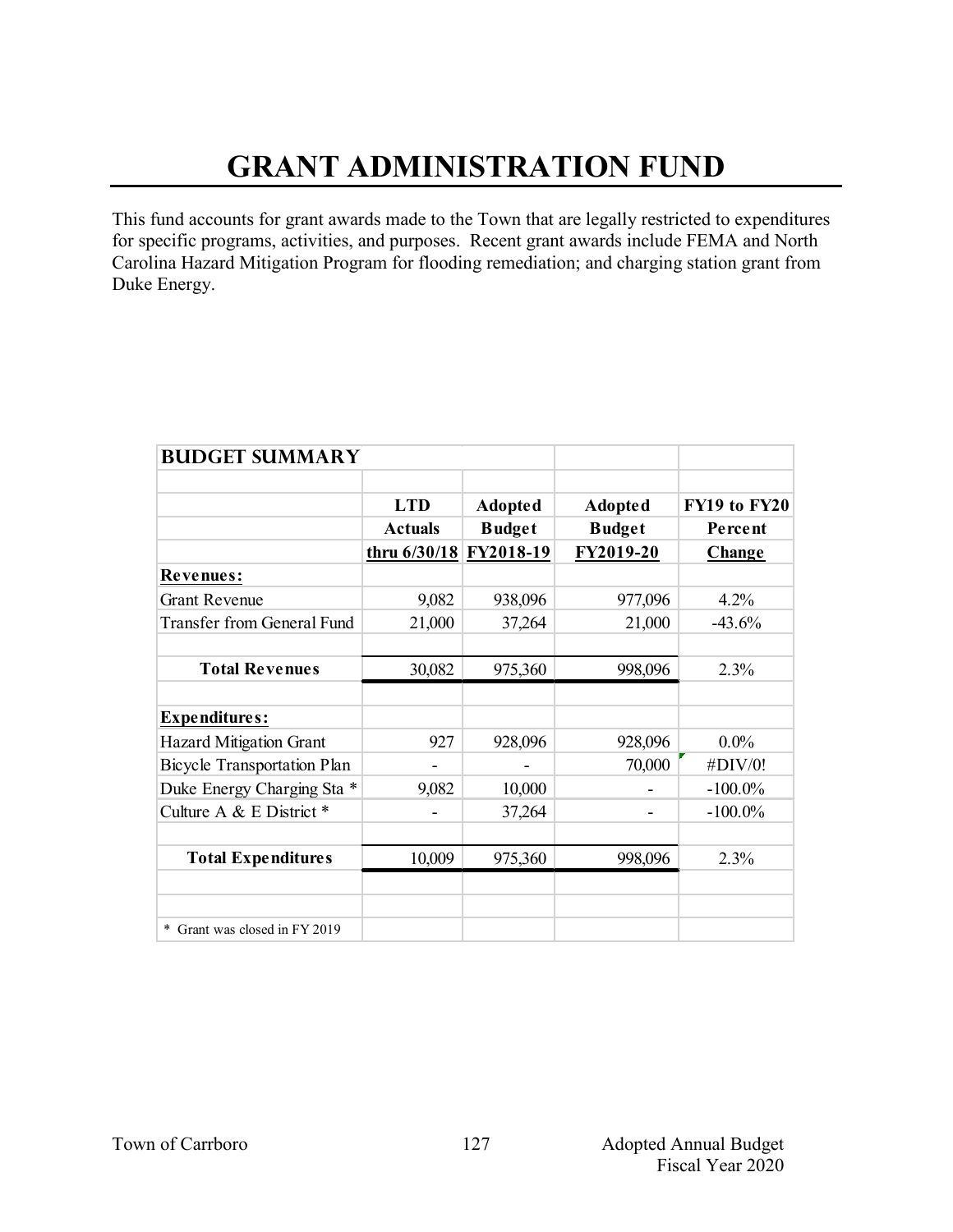# GRANT ADMINISTRATION FUND

This fund accounts for grant awards made to the Town that are legally restricted to expenditures for specific programs, activities, and purposes. Recent grant awards include FEMA and North Carolina Hazard Mitigation Program for flooding remediation; and charging station grant from Duke Energy.

| **BUDGET SUMMARY** | | | | |
|---|---|---|---|---|
| | **LTD Actuals thru 6/30/18** | **Adopted Budget FY2018-19** | **Adopted Budget FY2019-20** | **FY19 to FY20 Percent Change** |
| **Revenues:** | | | | |
| Grant Revenue | 9,082 | 938,096 | 977,096 | 4.2% |
| Transfer from General Fund | 21,000 | 37,264 | 21,000 | -43.6% |
| **Total Revenues** | 30,082 | 975,360 | 998,096 | 2.3% |
| **Expenditures:** | | | | |
| Hazard Mitigation Grant | 927 | 928,096 | 928,096 | 0.0% |
| Bicycle Transportation Plan | - | - | 70,000 | #DIV/0! |
| Duke Energy Charging Sta * | 9,082 | 10,000 | - | -100.0% |
| Culture A & E District * | - | 37,264 | - | -100.0% |
| **Total Expenditures** | 10,009 | 975,360 | 998,096 | 2.3% |

\* Grant was closed in FY 2019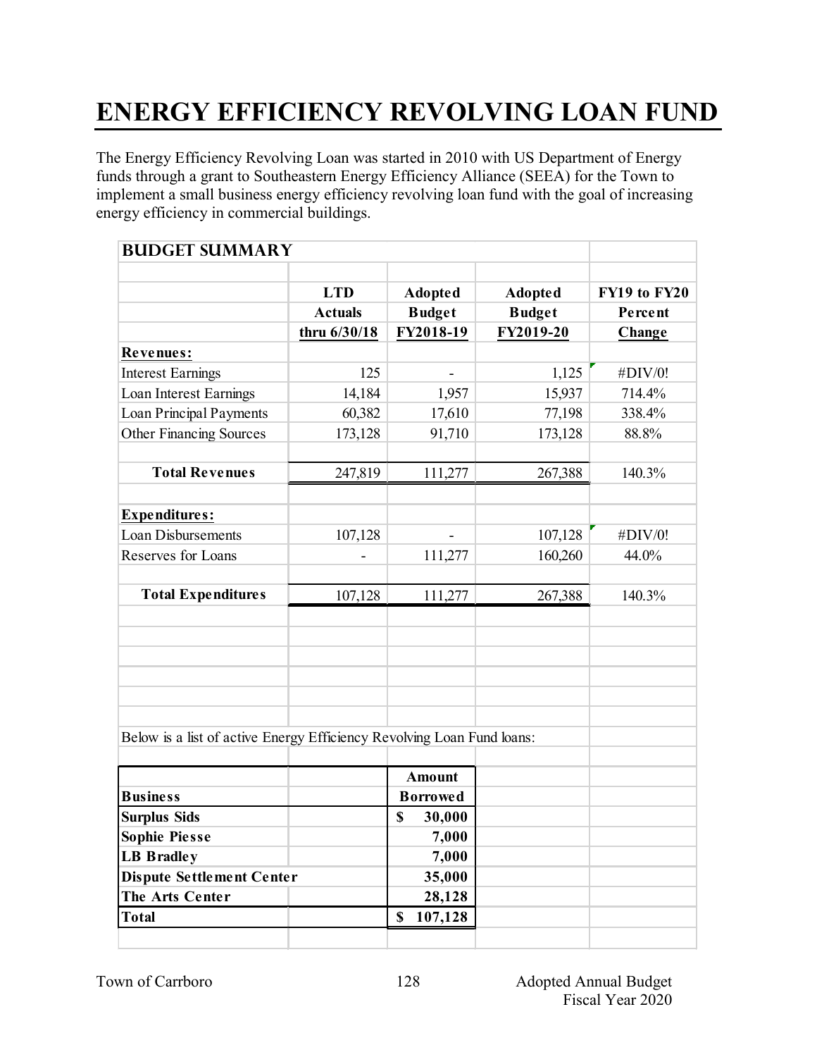# ENERGY EFFICIENCY REVOLVING LOAN FUND

The Energy Efficiency Revolving Loan was started in 2010 with US Department of Energy funds through a grant to Southeastern Energy Efficiency Alliance (SEEA) for the Town to implement a small business energy efficiency revolving loan fund with the goal of increasing energy efficiency in commercial buildings.

## BUDGET SUMMARY

| | LTD Actuals thru 6/30/18 | Adopted Budget FY2018-19 | Adopted Budget FY2019-20 | FY19 to FY20 Percent Change |
|---|---|---|---|---|
| **Revenues:** | | | | |
| Interest Earnings | 125 | - | 1,125 | #DIV/0! |
| Loan Interest Earnings | 14,184 | 1,957 | 15,937 | 714.4% |
| Loan Principal Payments | 60,382 | 17,610 | 77,198 | 338.4% |
| Other Financing Sources | 173,128 | 91,710 | 173,128 | 88.8% |
| **Total Revenues** | 247,819 | 111,277 | 267,388 | 140.3% |
| **Expenditures:** | | | | |
| Loan Disbursements | 107,128 | - | 107,128 | #DIV/0! |
| Reserves for Loans | - | 111,277 | 160,260 | 44.0% |
| **Total Expenditures** | 107,128 | 111,277 | 267,388 | 140.3% |

Below is a list of active Energy Efficiency Revolving Loan Fund loans:

| Business | Amount Borrowed |
|---|---|
| **Surplus Sids** | **$ 30,000** |
| **Sophie Piesse** | **7,000** |
| **LB Bradley** | **7,000** |
| **Dispute Settlement Center** | **35,000** |
| **The Arts Center** | **28,128** |
| **Total** | **$ 107,128** |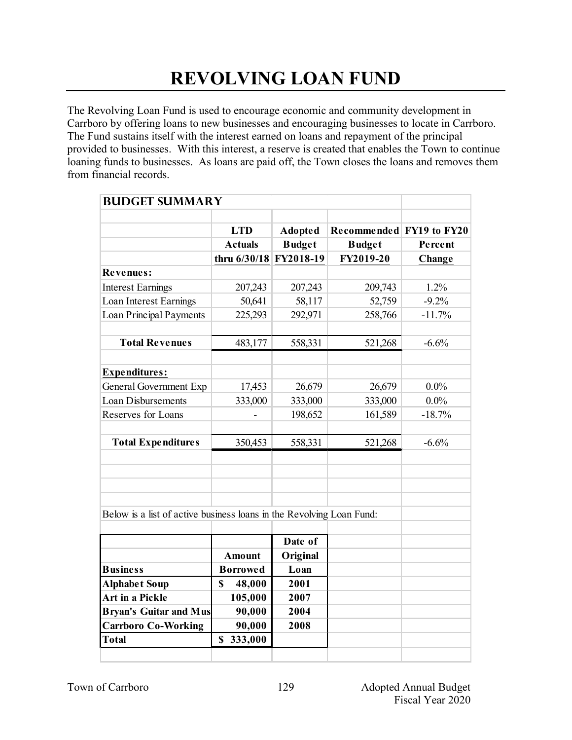# REVOLVING LOAN FUND

The Revolving Loan Fund is used to encourage economic and community development in Carrboro by offering loans to new businesses and encouraging businesses to locate in Carrboro. The Fund sustains itself with the interest earned on loans and repayment of the principal provided to businesses. With this interest, a reserve is created that enables the Town to continue loaning funds to businesses. As loans are paid off, the Town closes the loans and removes them from financial records.

## BUDGET SUMMARY

| | LTD Actuals thru 6/30/18 | Adopted Budget FY2018-19 | Recommended Budget FY2019-20 | FY19 to FY20 Percent Change |
|---|---|---|---|---|
| **Revenues:** | | | | |
| Interest Earnings | 207,243 | 207,243 | 209,743 | 1.2% |
| Loan Interest Earnings | 50,641 | 58,117 | 52,759 | -9.2% |
| Loan Principal Payments | 225,293 | 292,971 | 258,766 | -11.7% |
| **Total Revenues** | 483,177 | 558,331 | 521,268 | -6.6% |
| **Expenditures:** | | | | |
| General Government Exp | 17,453 | 26,679 | 26,679 | 0.0% |
| Loan Disbursements | 333,000 | 333,000 | 333,000 | 0.0% |
| Reserves for Loans | - | 198,652 | 161,589 | -18.7% |
| **Total Expenditures** | 350,453 | 558,331 | 521,268 | -6.6% |

Below is a list of active business loans in the Revolving Loan Fund:

| Business | Amount Borrowed | Date of Original Loan |
|---|---|---|
| **Alphabet Soup** | **$ 48,000** | **2001** |
| **Art in a Pickle** | **105,000** | **2007** |
| **Bryan's Guitar and Mus** | **90,000** | **2004** |
| **Carrboro Co-Working** | **90,000** | **2008** |
| **Total** | **$ 333,000** | |